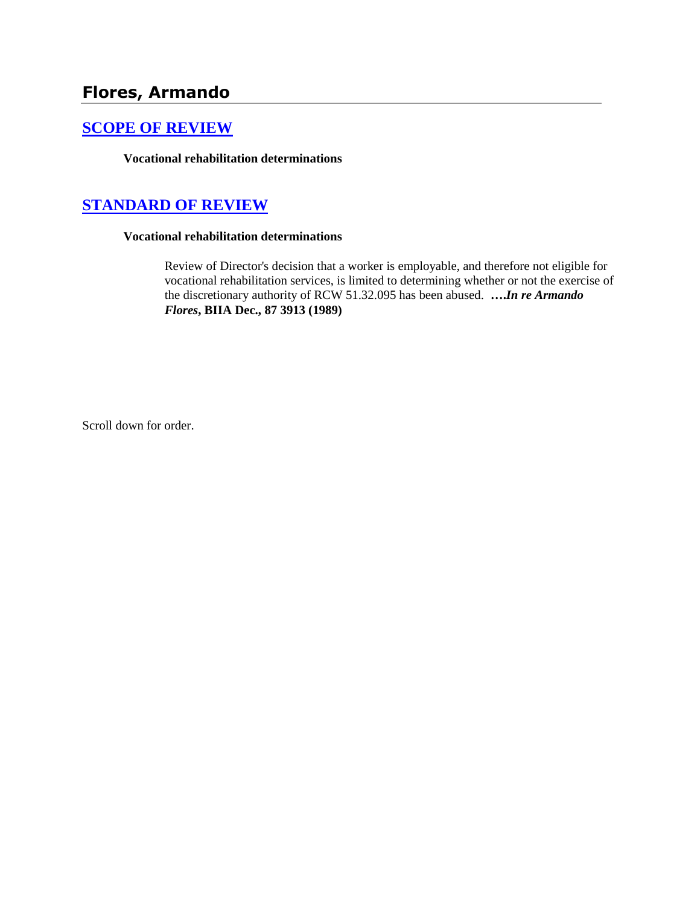## Flores, Armando

### SCOPE OF REVIEW

**Vocational rehabilitation determinations**

### STANDARD OF REVIEW

**Vocational rehabilitation determinations**

Review of Director's decision that a worker is employable, and therefore not eligible for vocational rehabilitation services, is limited to determining whether or not the exercise of the discretionary authority of RCW 51.32.095 has been abused. **….*In re Armando Flores*, BIIA Dec., 87 3913 (1989)**

Scroll down for order.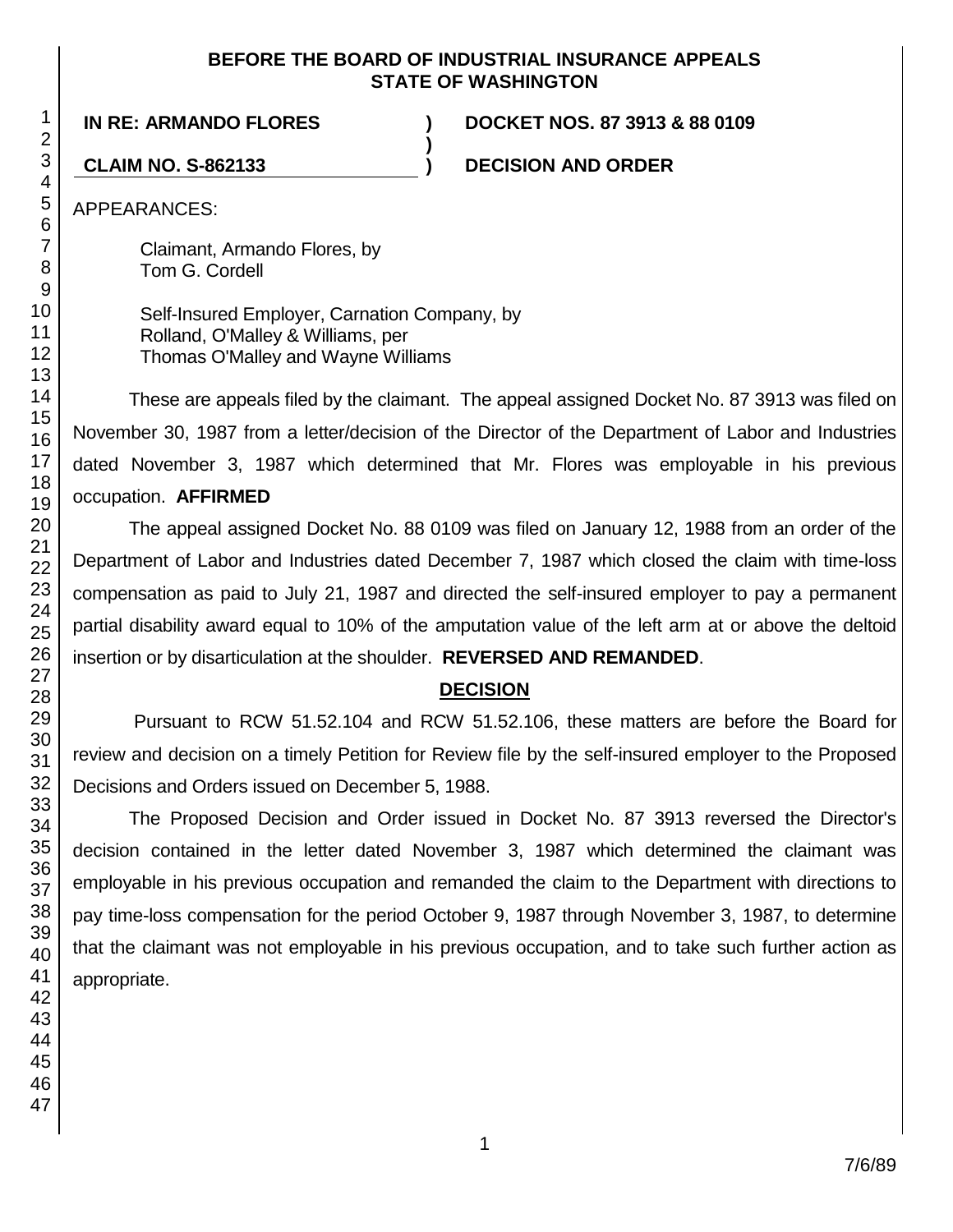**BEFORE THE BOARD OF INDUSTRIAL INSURANCE APPEALS**
**STATE OF WASHINGTON**

**IN RE: ARMANDO FLORES** ) **DOCKET NOS. 87 3913 & 88 0109**
)
**CLAIM NO. S-862133** ) **DECISION AND ORDER**

APPEARANCES:

Claimant, Armando Flores, by
Tom G. Cordell

Self-Insured Employer, Carnation Company, by
Rolland, O'Malley & Williams, per
Thomas O'Malley and Wayne Williams

These are appeals filed by the claimant. The appeal assigned Docket No. 87 3913 was filed on November 30, 1987 from a letter/decision of the Director of the Department of Labor and Industries dated November 3, 1987 which determined that Mr. Flores was employable in his previous occupation. **AFFIRMED**

The appeal assigned Docket No. 88 0109 was filed on January 12, 1988 from an order of the Department of Labor and Industries dated December 7, 1987 which closed the claim with time-loss compensation as paid to July 21, 1987 and directed the self-insured employer to pay a permanent partial disability award equal to 10% of the amputation value of the left arm at or above the deltoid insertion or by disarticulation at the shoulder. **REVERSED AND REMANDED**.

## DECISION

Pursuant to RCW 51.52.104 and RCW 51.52.106, these matters are before the Board for review and decision on a timely Petition for Review file by the self-insured employer to the Proposed Decisions and Orders issued on December 5, 1988.

The Proposed Decision and Order issued in Docket No. 87 3913 reversed the Director's decision contained in the letter dated November 3, 1987 which determined the claimant was employable in his previous occupation and remanded the claim to the Department with directions to pay time-loss compensation for the period October 9, 1987 through November 3, 1987, to determine that the claimant was not employable in his previous occupation, and to take such further action as appropriate.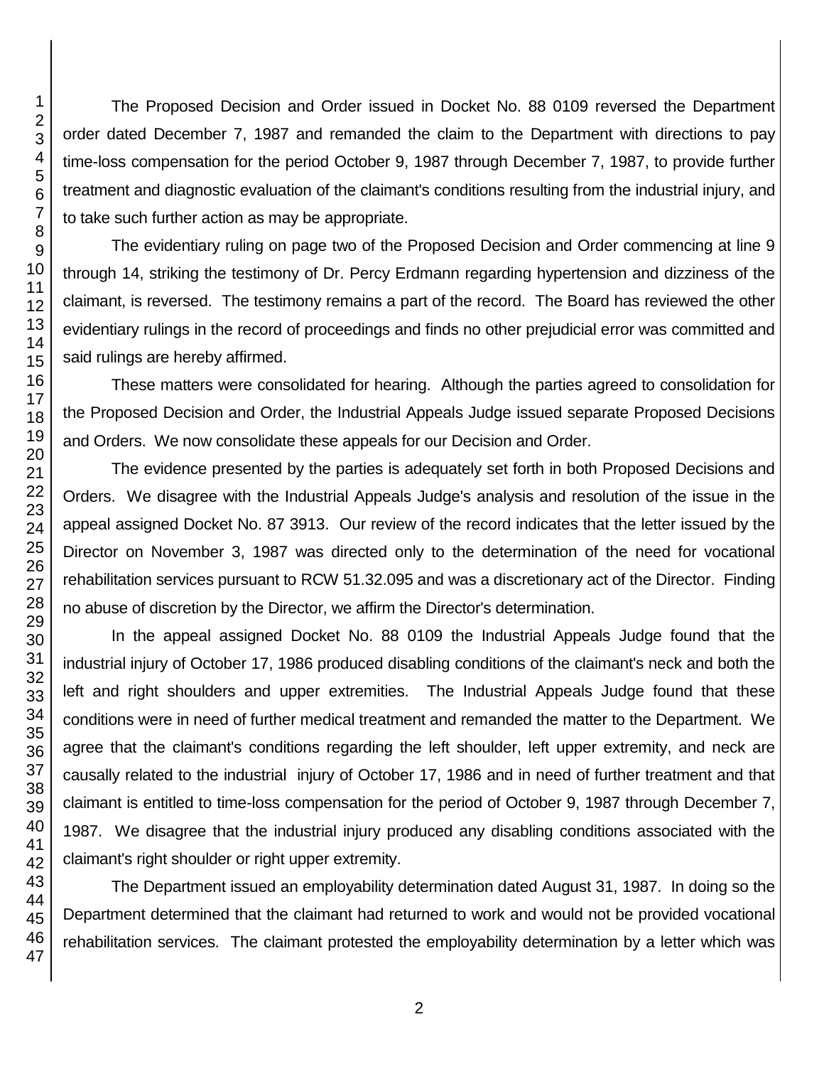The Proposed Decision and Order issued in Docket No. 88 0109 reversed the Department order dated December 7, 1987 and remanded the claim to the Department with directions to pay time-loss compensation for the period October 9, 1987 through December 7, 1987, to provide further treatment and diagnostic evaluation of the claimant's conditions resulting from the industrial injury, and to take such further action as may be appropriate.

The evidentiary ruling on page two of the Proposed Decision and Order commencing at line 9 through 14, striking the testimony of Dr. Percy Erdmann regarding hypertension and dizziness of the claimant, is reversed. The testimony remains a part of the record. The Board has reviewed the other evidentiary rulings in the record of proceedings and finds no other prejudicial error was committed and said rulings are hereby affirmed.

These matters were consolidated for hearing. Although the parties agreed to consolidation for the Proposed Decision and Order, the Industrial Appeals Judge issued separate Proposed Decisions and Orders. We now consolidate these appeals for our Decision and Order.

The evidence presented by the parties is adequately set forth in both Proposed Decisions and Orders. We disagree with the Industrial Appeals Judge's analysis and resolution of the issue in the appeal assigned Docket No. 87 3913. Our review of the record indicates that the letter issued by the Director on November 3, 1987 was directed only to the determination of the need for vocational rehabilitation services pursuant to RCW 51.32.095 and was a discretionary act of the Director. Finding no abuse of discretion by the Director, we affirm the Director's determination.

In the appeal assigned Docket No. 88 0109 the Industrial Appeals Judge found that the industrial injury of October 17, 1986 produced disabling conditions of the claimant's neck and both the left and right shoulders and upper extremities. The Industrial Appeals Judge found that these conditions were in need of further medical treatment and remanded the matter to the Department. We agree that the claimant's conditions regarding the left shoulder, left upper extremity, and neck are causally related to the industrial injury of October 17, 1986 and in need of further treatment and that claimant is entitled to time-loss compensation for the period of October 9, 1987 through December 7, 1987. We disagree that the industrial injury produced any disabling conditions associated with the claimant's right shoulder or right upper extremity.

The Department issued an employability determination dated August 31, 1987. In doing so the Department determined that the claimant had returned to work and would not be provided vocational rehabilitation services. The claimant protested the employability determination by a letter which was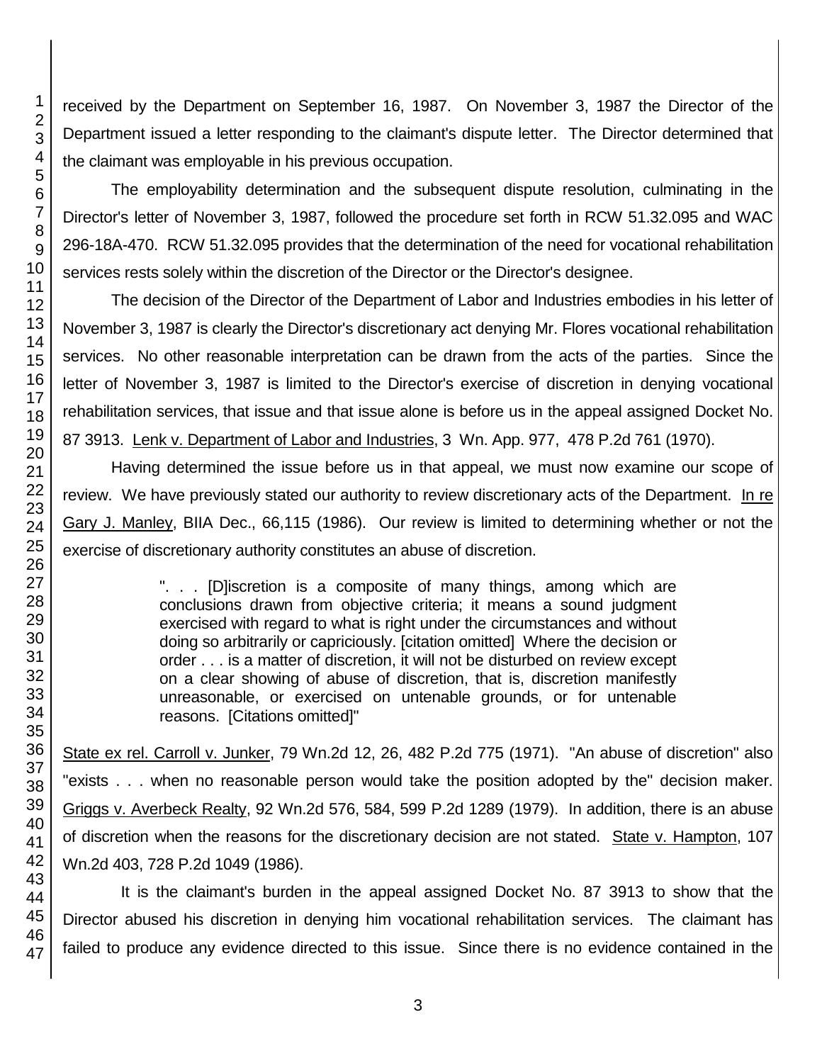received by the Department on September 16, 1987. On November 3, 1987 the Director of the Department issued a letter responding to the claimant's dispute letter. The Director determined that the claimant was employable in his previous occupation.

The employability determination and the subsequent dispute resolution, culminating in the Director's letter of November 3, 1987, followed the procedure set forth in RCW 51.32.095 and WAC 296-18A-470. RCW 51.32.095 provides that the determination of the need for vocational rehabilitation services rests solely within the discretion of the Director or the Director's designee.

The decision of the Director of the Department of Labor and Industries embodies in his letter of November 3, 1987 is clearly the Director's discretionary act denying Mr. Flores vocational rehabilitation services. No other reasonable interpretation can be drawn from the acts of the parties. Since the letter of November 3, 1987 is limited to the Director's exercise of discretion in denying vocational rehabilitation services, that issue and that issue alone is before us in the appeal assigned Docket No. 87 3913. Lenk v. Department of Labor and Industries, 3 Wn. App. 977, 478 P.2d 761 (1970).

Having determined the issue before us in that appeal, we must now examine our scope of review. We have previously stated our authority to review discretionary acts of the Department. In re Gary J. Manley, BIIA Dec., 66,115 (1986). Our review is limited to determining whether or not the exercise of discretionary authority constitutes an abuse of discretion.

> ". . . [D]iscretion is a composite of many things, among which are conclusions drawn from objective criteria; it means a sound judgment exercised with regard to what is right under the circumstances and without doing so arbitrarily or capriciously. [citation omitted] Where the decision or order . . . is a matter of discretion, it will not be disturbed on review except on a clear showing of abuse of discretion, that is, discretion manifestly unreasonable, or exercised on untenable grounds, or for untenable reasons. [Citations omitted]"

State ex rel. Carroll v. Junker, 79 Wn.2d 12, 26, 482 P.2d 775 (1971). "An abuse of discretion" also "exists . . . when no reasonable person would take the position adopted by the" decision maker. Griggs v. Averbeck Realty, 92 Wn.2d 576, 584, 599 P.2d 1289 (1979). In addition, there is an abuse of discretion when the reasons for the discretionary decision are not stated. State v. Hampton, 107 Wn.2d 403, 728 P.2d 1049 (1986).

It is the claimant's burden in the appeal assigned Docket No. 87 3913 to show that the Director abused his discretion in denying him vocational rehabilitation services. The claimant has failed to produce any evidence directed to this issue. Since there is no evidence contained in the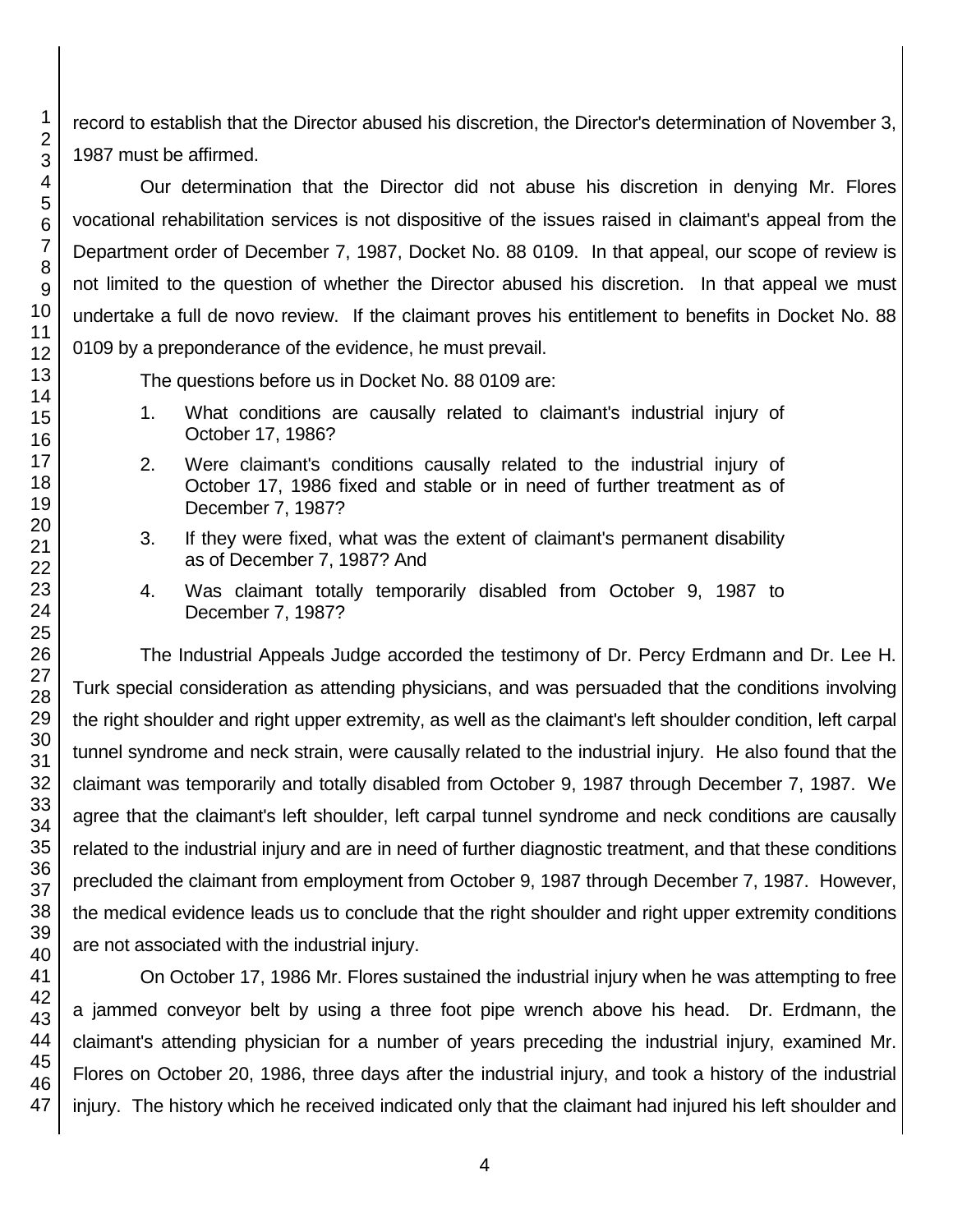record to establish that the Director abused his discretion, the Director's determination of November 3, 1987 must be affirmed.

Our determination that the Director did not abuse his discretion in denying Mr. Flores vocational rehabilitation services is not dispositive of the issues raised in claimant's appeal from the Department order of December 7, 1987, Docket No. 88 0109. In that appeal, our scope of review is not limited to the question of whether the Director abused his discretion. In that appeal we must undertake a full de novo review. If the claimant proves his entitlement to benefits in Docket No. 88 0109 by a preponderance of the evidence, he must prevail.

The questions before us in Docket No. 88 0109 are:

1. What conditions are causally related to claimant's industrial injury of October 17, 1986?
2. Were claimant's conditions causally related to the industrial injury of October 17, 1986 fixed and stable or in need of further treatment as of December 7, 1987?
3. If they were fixed, what was the extent of claimant's permanent disability as of December 7, 1987? And
4. Was claimant totally temporarily disabled from October 9, 1987 to December 7, 1987?

The Industrial Appeals Judge accorded the testimony of Dr. Percy Erdmann and Dr. Lee H. Turk special consideration as attending physicians, and was persuaded that the conditions involving the right shoulder and right upper extremity, as well as the claimant's left shoulder condition, left carpal tunnel syndrome and neck strain, were causally related to the industrial injury. He also found that the claimant was temporarily and totally disabled from October 9, 1987 through December 7, 1987. We agree that the claimant's left shoulder, left carpal tunnel syndrome and neck conditions are causally related to the industrial injury and are in need of further diagnostic treatment, and that these conditions precluded the claimant from employment from October 9, 1987 through December 7, 1987. However, the medical evidence leads us to conclude that the right shoulder and right upper extremity conditions are not associated with the industrial injury.

On October 17, 1986 Mr. Flores sustained the industrial injury when he was attempting to free a jammed conveyor belt by using a three foot pipe wrench above his head. Dr. Erdmann, the claimant's attending physician for a number of years preceding the industrial injury, examined Mr. Flores on October 20, 1986, three days after the industrial injury, and took a history of the industrial injury. The history which he received indicated only that the claimant had injured his left shoulder and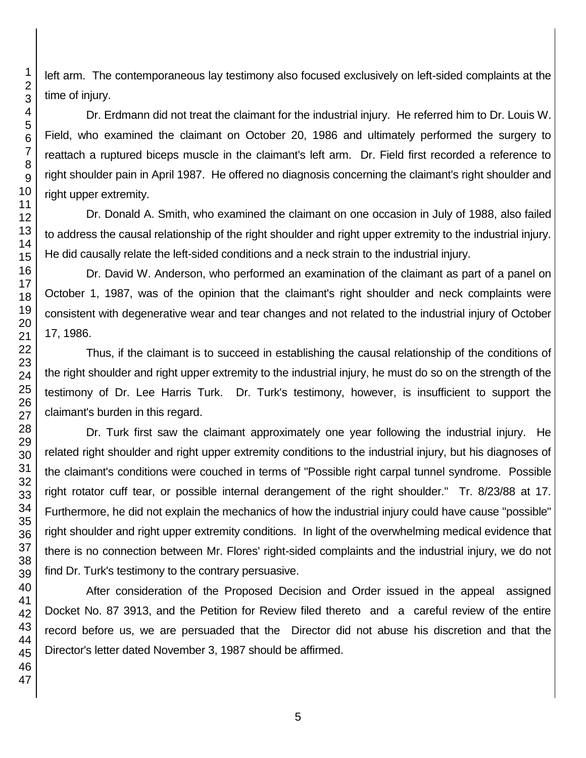left arm. The contemporaneous lay testimony also focused exclusively on left-sided complaints at the time of injury.

Dr. Erdmann did not treat the claimant for the industrial injury. He referred him to Dr. Louis W. Field, who examined the claimant on October 20, 1986 and ultimately performed the surgery to reattach a ruptured biceps muscle in the claimant's left arm. Dr. Field first recorded a reference to right shoulder pain in April 1987. He offered no diagnosis concerning the claimant's right shoulder and right upper extremity.

Dr. Donald A. Smith, who examined the claimant on one occasion in July of 1988, also failed to address the causal relationship of the right shoulder and right upper extremity to the industrial injury. He did causally relate the left-sided conditions and a neck strain to the industrial injury.

Dr. David W. Anderson, who performed an examination of the claimant as part of a panel on October 1, 1987, was of the opinion that the claimant's right shoulder and neck complaints were consistent with degenerative wear and tear changes and not related to the industrial injury of October 17, 1986.

Thus, if the claimant is to succeed in establishing the causal relationship of the conditions of the right shoulder and right upper extremity to the industrial injury, he must do so on the strength of the testimony of Dr. Lee Harris Turk. Dr. Turk's testimony, however, is insufficient to support the claimant's burden in this regard.

Dr. Turk first saw the claimant approximately one year following the industrial injury. He related right shoulder and right upper extremity conditions to the industrial injury, but his diagnoses of the claimant's conditions were couched in terms of "Possible right carpal tunnel syndrome. Possible right rotator cuff tear, or possible internal derangement of the right shoulder." Tr. 8/23/88 at 17. Furthermore, he did not explain the mechanics of how the industrial injury could have cause "possible" right shoulder and right upper extremity conditions. In light of the overwhelming medical evidence that there is no connection between Mr. Flores' right-sided complaints and the industrial injury, we do not find Dr. Turk's testimony to the contrary persuasive.

After consideration of the Proposed Decision and Order issued in the appeal assigned Docket No. 87 3913, and the Petition for Review filed thereto and a careful review of the entire record before us, we are persuaded that the Director did not abuse his discretion and that the Director's letter dated November 3, 1987 should be affirmed.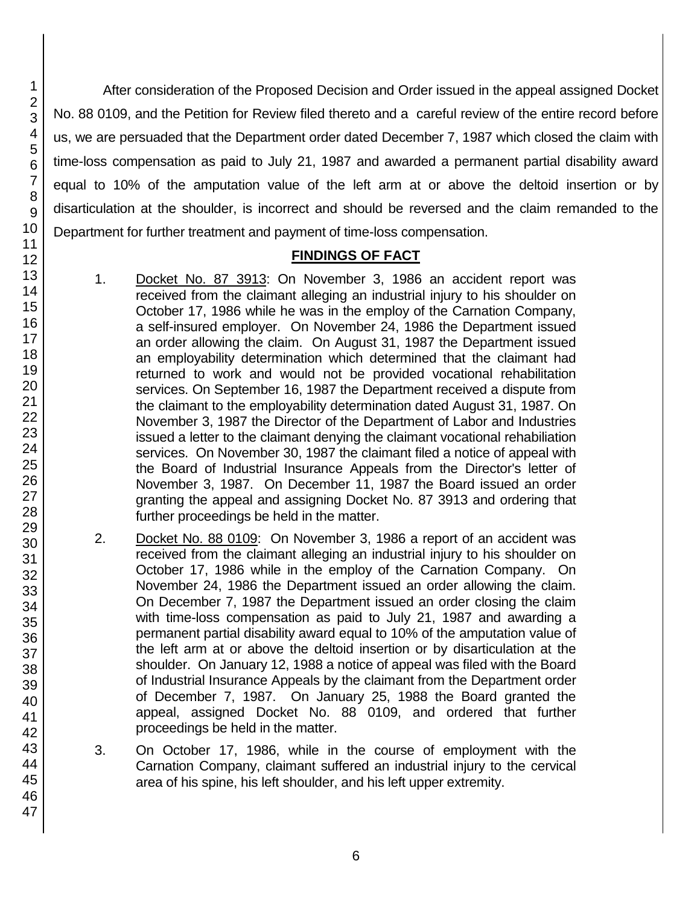After consideration of the Proposed Decision and Order issued in the appeal assigned Docket No. 88 0109, and the Petition for Review filed thereto and a careful review of the entire record before us, we are persuaded that the Department order dated December 7, 1987 which closed the claim with time-loss compensation as paid to July 21, 1987 and awarded a permanent partial disability award equal to 10% of the amputation value of the left arm at or above the deltoid insertion or by disarticulation at the shoulder, is incorrect and should be reversed and the claim remanded to the Department for further treatment and payment of time-loss compensation.

## FINDINGS OF FACT

1. Docket No. 87 3913: On November 3, 1986 an accident report was received from the claimant alleging an industrial injury to his shoulder on October 17, 1986 while he was in the employ of the Carnation Company, a self-insured employer. On November 24, 1986 the Department issued an order allowing the claim. On August 31, 1987 the Department issued an employability determination which determined that the claimant had returned to work and would not be provided vocational rehabilitation services. On September 16, 1987 the Department received a dispute from the claimant to the employability determination dated August 31, 1987. On November 3, 1987 the Director of the Department of Labor and Industries issued a letter to the claimant denying the claimant vocational rehabiliation services. On November 30, 1987 the claimant filed a notice of appeal with the Board of Industrial Insurance Appeals from the Director's letter of November 3, 1987. On December 11, 1987 the Board issued an order granting the appeal and assigning Docket No. 87 3913 and ordering that further proceedings be held in the matter.

2. Docket No. 88 0109: On November 3, 1986 a report of an accident was received from the claimant alleging an industrial injury to his shoulder on October 17, 1986 while in the employ of the Carnation Company. On November 24, 1986 the Department issued an order allowing the claim. On December 7, 1987 the Department issued an order closing the claim with time-loss compensation as paid to July 21, 1987 and awarding a permanent partial disability award equal to 10% of the amputation value of the left arm at or above the deltoid insertion or by disarticulation at the shoulder. On January 12, 1988 a notice of appeal was filed with the Board of Industrial Insurance Appeals by the claimant from the Department order of December 7, 1987. On January 25, 1988 the Board granted the appeal, assigned Docket No. 88 0109, and ordered that further proceedings be held in the matter.

3. On October 17, 1986, while in the course of employment with the Carnation Company, claimant suffered an industrial injury to the cervical area of his spine, his left shoulder, and his left upper extremity.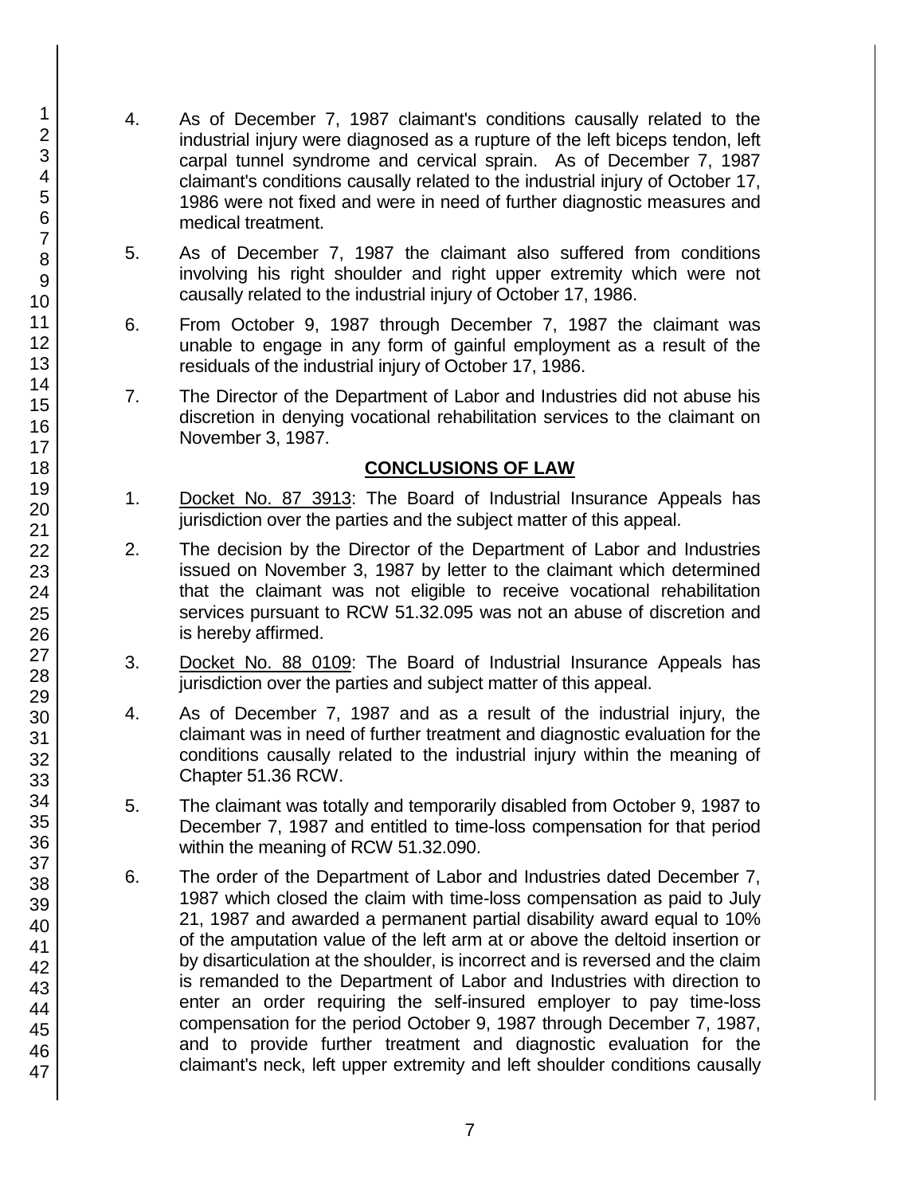4. As of December 7, 1987 claimant's conditions causally related to the industrial injury were diagnosed as a rupture of the left biceps tendon, left carpal tunnel syndrome and cervical sprain. As of December 7, 1987 claimant's conditions causally related to the industrial injury of October 17, 1986 were not fixed and were in need of further diagnostic measures and medical treatment.

5. As of December 7, 1987 the claimant also suffered from conditions involving his right shoulder and right upper extremity which were not causally related to the industrial injury of October 17, 1986.

6. From October 9, 1987 through December 7, 1987 the claimant was unable to engage in any form of gainful employment as a result of the residuals of the industrial injury of October 17, 1986.

7. The Director of the Department of Labor and Industries did not abuse his discretion in denying vocational rehabilitation services to the claimant on November 3, 1987.

## CONCLUSIONS OF LAW

1. Docket No. 87 3913: The Board of Industrial Insurance Appeals has jurisdiction over the parties and the subject matter of this appeal.

2. The decision by the Director of the Department of Labor and Industries issued on November 3, 1987 by letter to the claimant which determined that the claimant was not eligible to receive vocational rehabilitation services pursuant to RCW 51.32.095 was not an abuse of discretion and is hereby affirmed.

3. Docket No. 88 0109: The Board of Industrial Insurance Appeals has jurisdiction over the parties and subject matter of this appeal.

4. As of December 7, 1987 and as a result of the industrial injury, the claimant was in need of further treatment and diagnostic evaluation for the conditions causally related to the industrial injury within the meaning of Chapter 51.36 RCW.

5. The claimant was totally and temporarily disabled from October 9, 1987 to December 7, 1987 and entitled to time-loss compensation for that period within the meaning of RCW 51.32.090.

6. The order of the Department of Labor and Industries dated December 7, 1987 which closed the claim with time-loss compensation as paid to July 21, 1987 and awarded a permanent partial disability award equal to 10% of the amputation value of the left arm at or above the deltoid insertion or by disarticulation at the shoulder, is incorrect and is reversed and the claim is remanded to the Department of Labor and Industries with direction to enter an order requiring the self-insured employer to pay time-loss compensation for the period October 9, 1987 through December 7, 1987, and to provide further treatment and diagnostic evaluation for the claimant's neck, left upper extremity and left shoulder conditions causally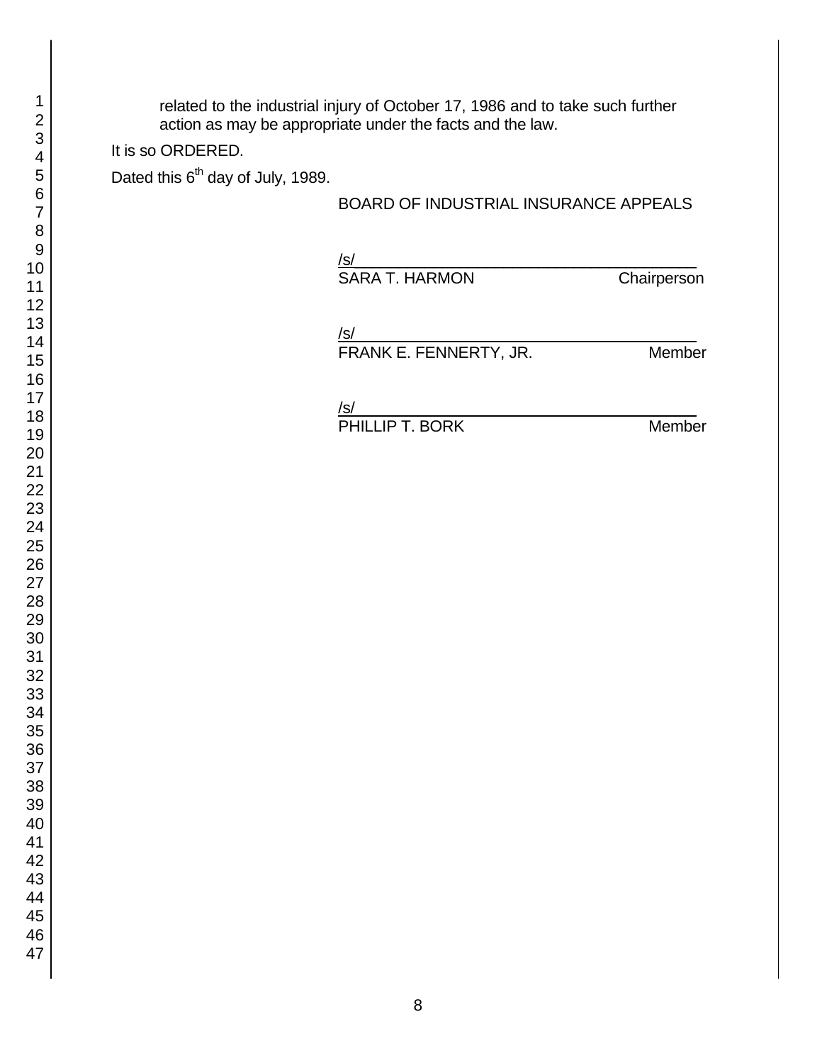related to the industrial injury of October 17, 1986 and to take such further action as may be appropriate under the facts and the law.

It is so ORDERED.

Dated this 6th day of July, 1989.

BOARD OF INDUSTRIAL INSURANCE APPEALS

/s/
SARA T. HARMON Chairperson

/s/
FRANK E. FENNERTY, JR. Member

/s/
PHILLIP T. BORK Member